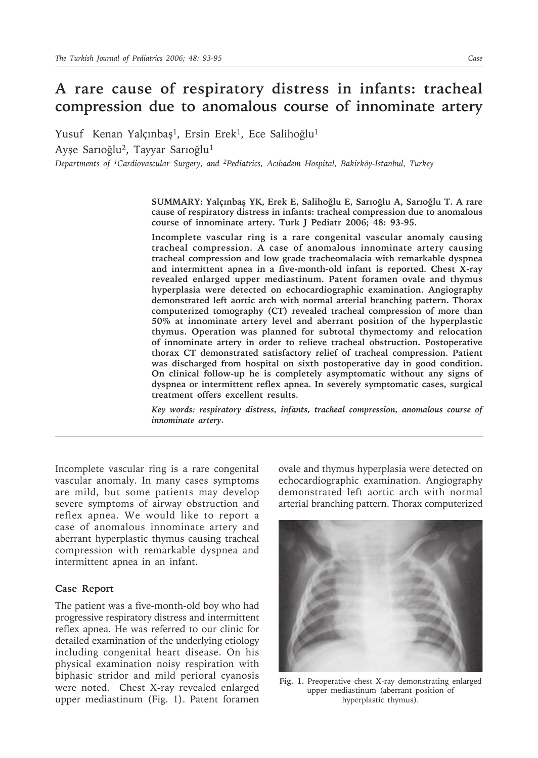# A rare cause of respiratory distress in infants: tracheal compression due to anomalous course of innominate artery

Yusuf Kenan Yalçınbaş[1], Ersin Erek[1], Ece Salihoğlu[1]

Ayşe Sarıoğlu[2], Tayyar Sarıoğlu[1]

*Departments of [1]Cardiovascular Surgery, and [2]Pediatrics, Acıbadem Hospital, Bakirköy-Istanbul, Turkey*

**SUMMARY: Yalçınbaş YK, Erek E, Salihoğlu E, Sarıoğlu A, Sarıoğlu T. A rare cause of respiratory distress in infants: tracheal compression due to anomalous course of innominate artery. Turk J Pediatr 2006; 48: 93-95.**

**Incomplete vascular ring is a rare congenital vascular anomaly causing tracheal compression. A case of anomalous innominate artery causing tracheal compression and low grade tracheomalacia with remarkable dyspnea and intermittent apnea in a five-month-old infant is reported. Chest X-ray revealed enlarged upper mediastinum. Patent foramen ovale and thymus hyperplasia were detected on echocardiographic examination. Angiography demonstrated left aortic arch with normal arterial branching pattern. Thorax computerized tomography (CT) revealed tracheal compression of more than 50% at innominate artery level and aberrant position of the hyperplastic thymus. Operation was planned for subtotal thymectomy and relocation of innominate artery in order to relieve tracheal obstruction. Postoperative thorax CT demonstrated satisfactory relief of tracheal compression. Patient was discharged from hospital on sixth postoperative day in good condition. On clinical follow-up he is completely asymptomatic without any signs of dyspnea or intermittent reflex apnea. In severely symptomatic cases, surgical treatment offers excellent results.**

***Key words: respiratory distress, infants, tracheal compression, anomalous course of innominate artery.***

Incomplete vascular ring is a rare congenital vascular anomaly. In many cases symptoms are mild, but some patients may develop severe symptoms of airway obstruction and reflex apnea. We would like to report a case of anomalous innominate artery and aberrant hyperplastic thymus causing tracheal compression with remarkable dyspnea and intermittent apnea in an infant.

## Case Report

The patient was a five-month-old boy who had progressive respiratory distress and intermittent reflex apnea. He was referred to our clinic for detailed examination of the underlying etiology including congenital heart disease. On his physical examination noisy respiration with biphasic stridor and mild perioral cyanosis were noted. Chest X-ray revealed enlarged upper mediastinum (Fig. 1). Patent foramen ovale and thymus hyperplasia were detected on echocardiographic examination. Angiography demonstrated left aortic arch with normal arterial branching pattern. Thorax computerized

**Fig. 1.** Preoperative chest X-ray demonstrating enlarged upper mediastinum (aberrant position of hyperplastic thymus).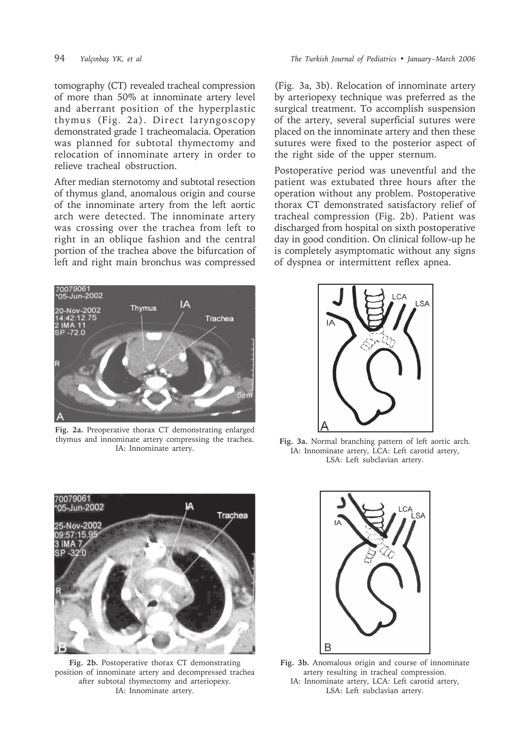tomography (CT) revealed tracheal compression of more than 50% at innominate artery level and aberrant position of the hyperplastic thymus (Fig. 2a). Direct laryngoscopy demonstrated grade 1 tracheomalacia. Operation was planned for subtotal thymectomy and relocation of innominate artery in order to relieve tracheal obstruction.

After median sternotomy and subtotal resection of thymus gland, anomalous origin and course of the innominate artery from the left aortic arch were detected. The innominate artery was crossing over the trachea from left to right in an oblique fashion and the central portion of the trachea above the bifurcation of left and right main bronchus was compressed (Fig. 3a, 3b). Relocation of innominate artery by arteriopexy technique was preferred as the surgical treatment. To accomplish suspension of the artery, several superficial sutures were placed on the innominate artery and then these sutures were fixed to the posterior aspect of the right side of the upper sternum.

Postoperative period was uneventful and the patient was extubated three hours after the operation without any problem. Postoperative thorax CT demonstrated satisfactory relief of tracheal compression (Fig. 2b). Patient was discharged from hospital on sixth postoperative day in good condition. On clinical follow-up he is completely asymptomatic without any signs of dyspnea or intermittent reflex apnea.

**Fig. 2a.** Preoperative thorax CT demonstrating enlarged thymus and innominate artery compressing the trachea. IA: Innominate artery.

**Fig. 3a.** Normal branching pattern of left aortic arch. IA: Innominate artery, LCA: Left carotid artery, LSA: Left subclavian artery.

**Fig. 2b.** Postoperative thorax CT demonstrating position of innominate artery and decompressed trachea after subtotal thymectomy and arteriopexy. IA: Innominate artery.

**Fig. 3b.** Anomalous origin and course of innominate artery resulting in tracheal compression. IA: Innominate artery, LCA: Left carotid artery, LSA: Left subclavian artery.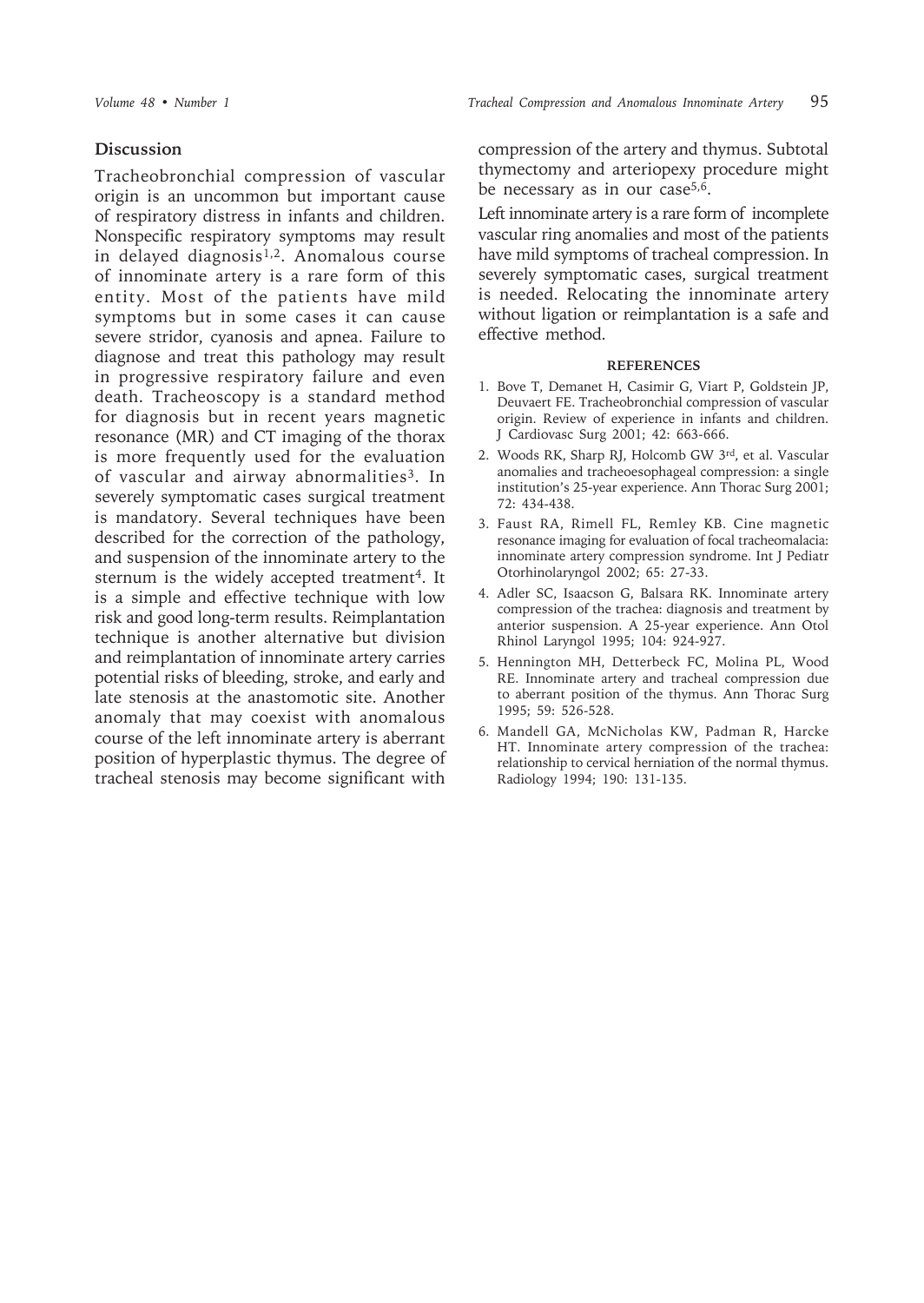## Discussion

Tracheobronchial compression of vascular origin is an uncommon but important cause of respiratory distress in infants and children. Nonspecific respiratory symptoms may result in delayed diagnosis[1,2]. Anomalous course of innominate artery is a rare form of this entity. Most of the patients have mild symptoms but in some cases it can cause severe stridor, cyanosis and apnea. Failure to diagnose and treat this pathology may result in progressive respiratory failure and even death. Tracheoscopy is a standard method for diagnosis but in recent years magnetic resonance (MR) and CT imaging of the thorax is more frequently used for the evaluation of vascular and airway abnormalities[3]. In severely symptomatic cases surgical treatment is mandatory. Several techniques have been described for the correction of the pathology, and suspension of the innominate artery to the sternum is the widely accepted treatment[4]. It is a simple and effective technique with low risk and good long-term results. Reimplantation technique is another alternative but division and reimplantation of innominate artery carries potential risks of bleeding, stroke, and early and late stenosis at the anastomotic site. Another anomaly that may coexist with anomalous course of the left innominate artery is aberrant position of hyperplastic thymus. The degree of tracheal stenosis may become significant with compression of the artery and thymus. Subtotal thymectomy and arteriopexy procedure might be necessary as in our case[5,6].

Left innominate artery is a rare form of incomplete vascular ring anomalies and most of the patients have mild symptoms of tracheal compression. In severely symptomatic cases, surgical treatment is needed. Relocating the innominate artery without ligation or reimplantation is a safe and effective method.

### REFERENCES

1. Bove T, Demanet H, Casimir G, Viart P, Goldstein JP, Deuvaert FE. Tracheobronchial compression of vascular origin. Review of experience in infants and children. J Cardiovasc Surg 2001; 42: 663-666.
2. Woods RK, Sharp RJ, Holcomb GW 3rd, et al. Vascular anomalies and tracheoesophageal compression: a single institution's 25-year experience. Ann Thorac Surg 2001; 72: 434-438.
3. Faust RA, Rimell FL, Remley KB. Cine magnetic resonance imaging for evaluation of focal tracheomalacia: innominate artery compression syndrome. Int J Pediatr Otorhinolaryngol 2002; 65: 27-33.
4. Adler SC, Isaacson G, Balsara RK. Innominate artery compression of the trachea: diagnosis and treatment by anterior suspension. A 25-year experience. Ann Otol Rhinol Laryngol 1995; 104: 924-927.
5. Hennington MH, Detterbeck FC, Molina PL, Wood RE. Innominate artery and tracheal compression due to aberrant position of the thymus. Ann Thorac Surg 1995; 59: 526-528.
6. Mandell GA, McNicholas KW, Padman R, Harcke HT. Innominate artery compression of the trachea: relationship to cervical herniation of the normal thymus. Radiology 1994; 190: 131-135.